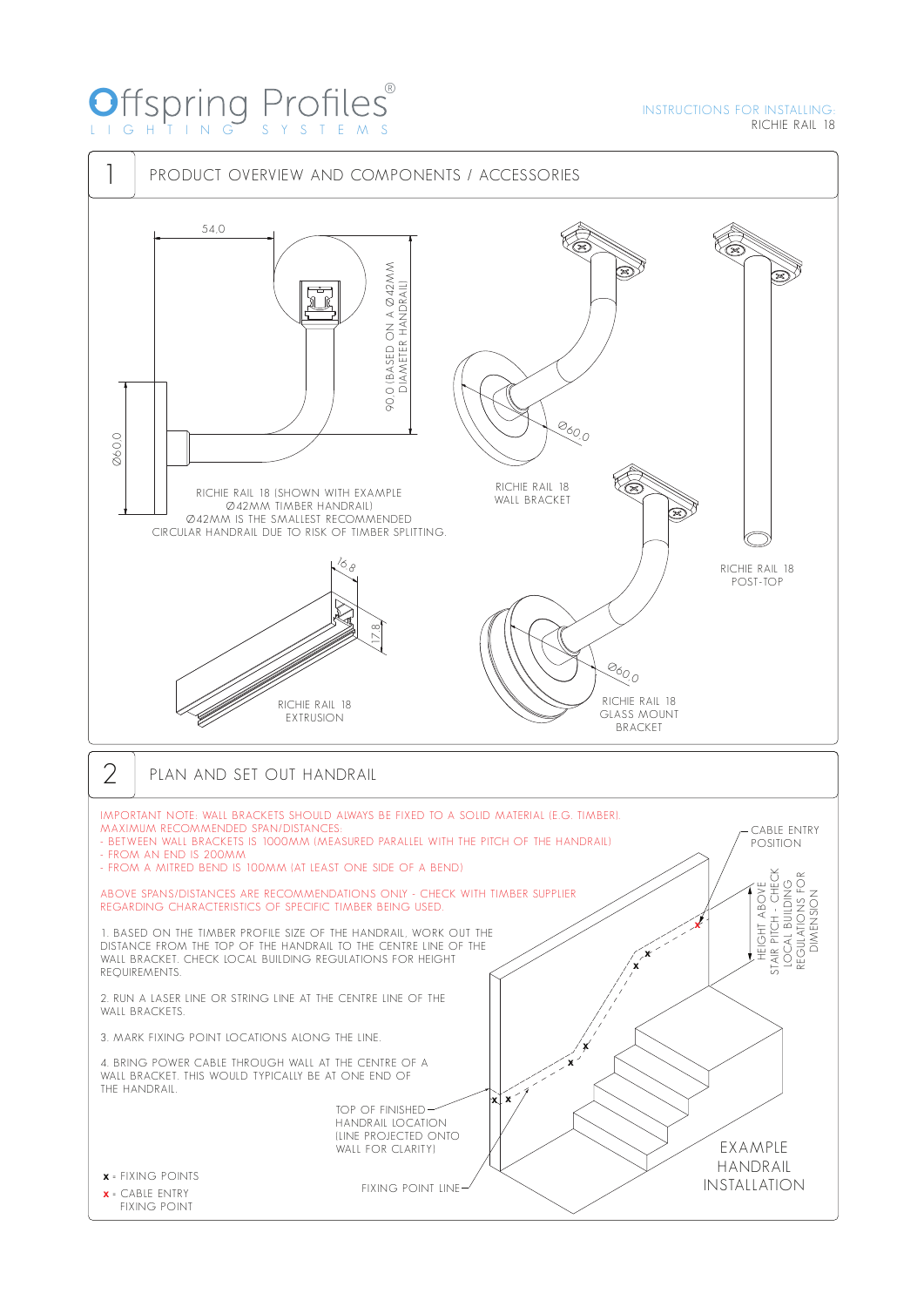# Offspring Profiles®

LIGHTING SYSTEMS

INSTRUCTIONS FOR INSTALLING:
RICHIE RAIL 18

## 1 PRODUCT OVERVIEW AND COMPONENTS / ACCESSORIES

54.0

90.0 (BASED ON A Ø42MM DIAMETER HANDRAIL)

Ø60.0

RICHIE RAIL 18 (SHOWN WITH EXAMPLE Ø42MM TIMBER HANDRAIL)
Ø42MM IS THE SMALLEST RECOMMENDED CIRCULAR HANDRAIL DUE TO RISK OF TIMBER SPLITTING.

Ø60.0

RICHIE RAIL 18
WALL BRACKET

RICHIE RAIL 18
POST-TOP

16.8

17.8

RICHIE RAIL 18
EXTRUSION

Ø60.0

RICHIE RAIL 18
GLASS MOUNT
BRACKET

## 2 PLAN AND SET OUT HANDRAIL

IMPORTANT NOTE: WALL BRACKETS SHOULD ALWAYS BE FIXED TO A SOLID MATERIAL (E.G. TIMBER).
MAXIMUM RECOMMENDED SPAN/DISTANCES:
- BETWEEN WALL BRACKETS IS 1000MM (MEASURED PARALLEL WITH THE PITCH OF THE HANDRAIL)
- FROM AN END IS 200MM
- FROM A MITRED BEND IS 100MM (AT LEAST ONE SIDE OF A BEND)

ABOVE SPANS/DISTANCES ARE RECOMMENDATIONS ONLY - CHECK WITH TIMBER SUPPLIER REGARDING CHARACTERISTICS OF SPECIFIC TIMBER BEING USED.

1. BASED ON THE TIMBER PROFILE SIZE OF THE HANDRAIL, WORK OUT THE DISTANCE FROM THE TOP OF THE HANDRAIL TO THE CENTRE LINE OF THE WALL BRACKET. CHECK LOCAL BUILDING REGULATIONS FOR HEIGHT REQUIREMENTS.

2. RUN A LASER LINE OR STRING LINE AT THE CENTRE LINE OF THE WALL BRACKETS.

3. MARK FIXING POINT LOCATIONS ALONG THE LINE.

4. BRING POWER CABLE THROUGH WALL AT THE CENTRE OF A WALL BRACKET. THIS WOULD TYPICALLY BE AT ONE END OF THE HANDRAIL.

CABLE ENTRY POSITION

HEIGHT ABOVE STAIR PITCH - CHECK LOCAL BUILDING REGULATIONS FOR DIMENSION

TOP OF FINISHED HANDRAIL LOCATION (LINE PROJECTED ONTO WALL FOR CLARITY)

FIXING POINT LINE

EXAMPLE HANDRAIL INSTALLATION

**x** = FIXING POINTS
**x** = CABLE ENTRY FIXING POINT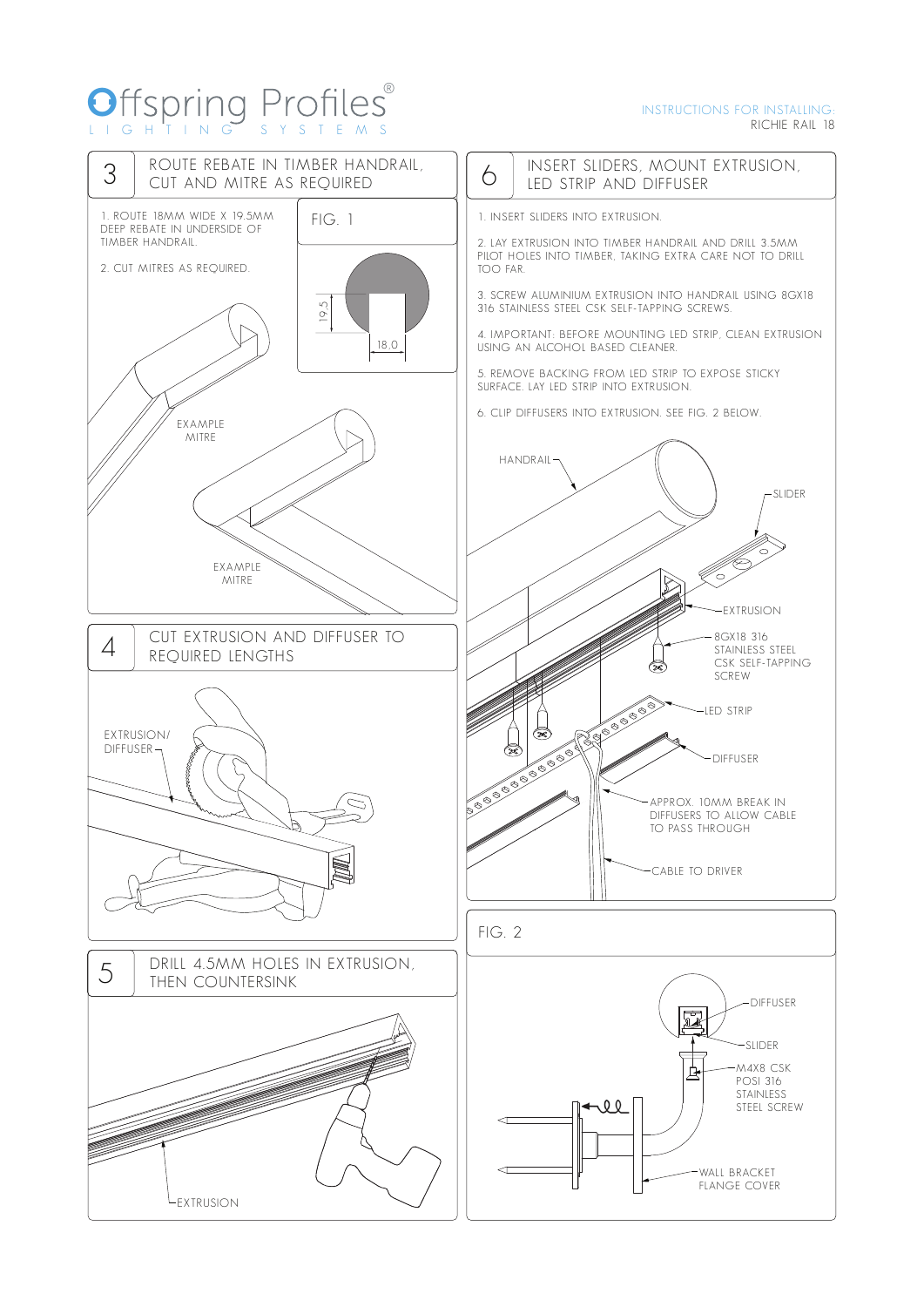INSTRUCTIONS FOR INSTALLING:
RICHIE RAIL 18

## 3 ROUTE REBATE IN TIMBER HANDRAIL, CUT AND MITRE AS REQUIRED

1. ROUTE 18MM WIDE X 19.5MM DEEP REBATE IN UNDERSIDE OF TIMBER HANDRAIL.

2. CUT MITRES AS REQUIRED.

FIG. 1

19.5

18.0

EXAMPLE MITRE

EXAMPLE MITRE

## 4 CUT EXTRUSION AND DIFFUSER TO REQUIRED LENGTHS

EXTRUSION/ DIFFUSER

## 5 DRILL 4.5MM HOLES IN EXTRUSION, THEN COUNTERSINK

EXTRUSION

## 6 INSERT SLIDERS, MOUNT EXTRUSION, LED STRIP AND DIFFUSER

1. INSERT SLIDERS INTO EXTRUSION.

2. LAY EXTRUSION INTO TIMBER HANDRAIL AND DRILL 3.5MM PILOT HOLES INTO TIMBER, TAKING EXTRA CARE NOT TO DRILL TOO FAR.

3. SCREW ALUMINIUM EXTRUSION INTO HANDRAIL USING 8GX18 316 STAINLESS STEEL CSK SELF-TAPPING SCREWS.

4. IMPORTANT: BEFORE MOUNTING LED STRIP, CLEAN EXTRUSION USING AN ALCOHOL BASED CLEANER.

5. REMOVE BACKING FROM LED STRIP TO EXPOSE STICKY SURFACE. LAY LED STRIP INTO EXTRUSION.

6. CLIP DIFFUSERS INTO EXTRUSION. SEE FIG. 2 BELOW.

HANDRAIL

SLIDER

EXTRUSION

8GX18 316 STAINLESS STEEL CSK SELF-TAPPING SCREW

LED STRIP

DIFFUSER

APPROX. 10MM BREAK IN DIFFUSERS TO ALLOW CABLE TO PASS THROUGH

CABLE TO DRIVER

FIG. 2

DIFFUSER

SLIDER

M4X8 CSK POSI 316 STAINLESS STEEL SCREW

WALL BRACKET FLANGE COVER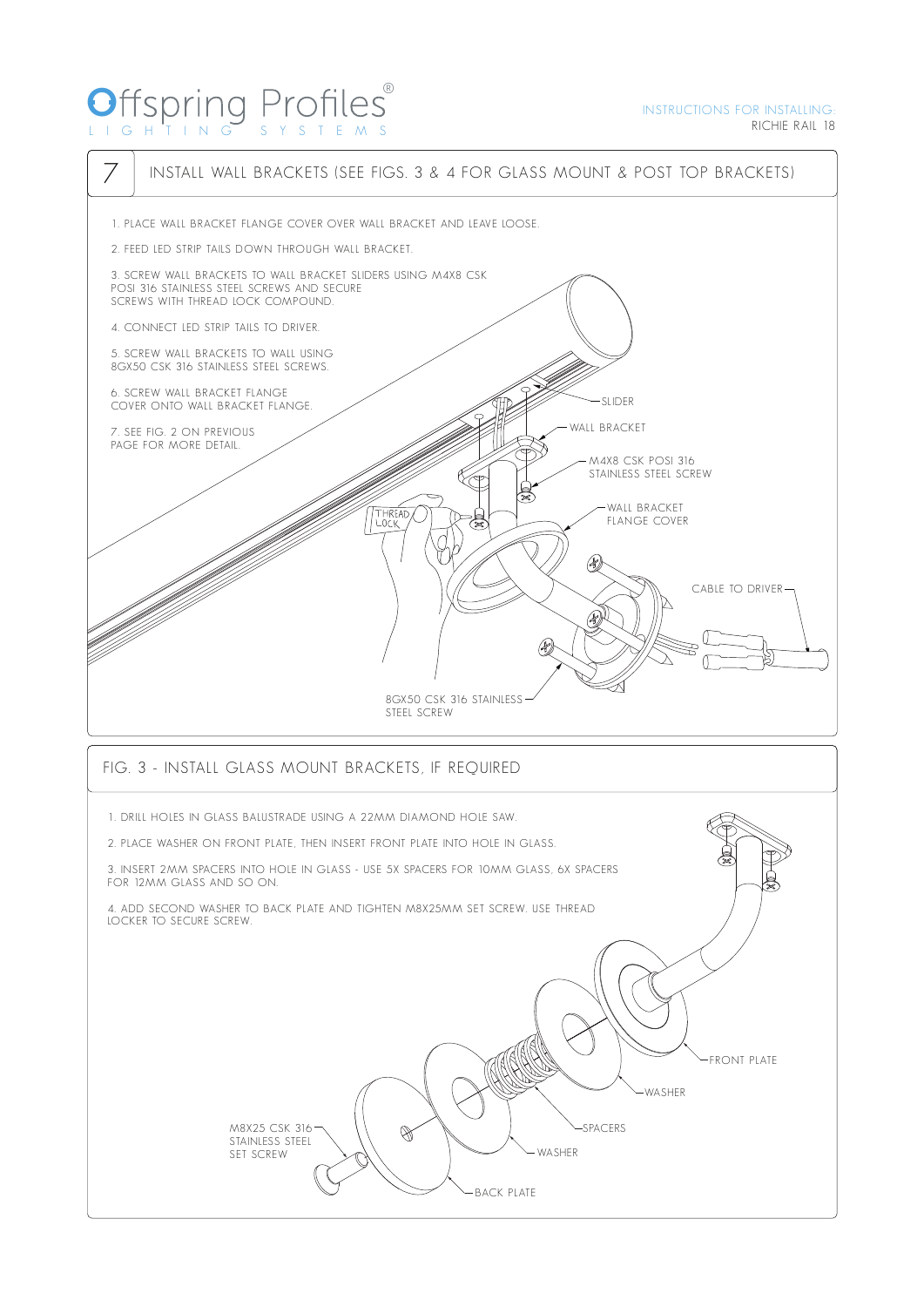## 7 INSTALL WALL BRACKETS (SEE FIGS. 3 & 4 FOR GLASS MOUNT & POST TOP BRACKETS)

1. PLACE WALL BRACKET FLANGE COVER OVER WALL BRACKET AND LEAVE LOOSE.
2. FEED LED STRIP TAILS DOWN THROUGH WALL BRACKET.
3. SCREW WALL BRACKETS TO WALL BRACKET SLIDERS USING M4X8 CSK POSI 316 STAINLESS STEEL SCREWS AND SECURE SCREWS WITH THREAD LOCK COMPOUND.
4. CONNECT LED STRIP TAILS TO DRIVER.
5. SCREW WALL BRACKETS TO WALL USING 8GX50 CSK 316 STAINLESS STEEL SCREWS.
6. SCREW WALL BRACKET FLANGE COVER ONTO WALL BRACKET FLANGE.
7. SEE FIG. 2 ON PREVIOUS PAGE FOR MORE DETAIL.

SLIDER

WALL BRACKET

M4X8 CSK POSI 316 STAINLESS STEEL SCREW

THREAD LOCK

WALL BRACKET FLANGE COVER

CABLE TO DRIVER

8GX50 CSK 316 STAINLESS STEEL SCREW

## FIG. 3 - INSTALL GLASS MOUNT BRACKETS, IF REQUIRED

1. DRILL HOLES IN GLASS BALUSTRADE USING A 22MM DIAMOND HOLE SAW.
2. PLACE WASHER ON FRONT PLATE, THEN INSERT FRONT PLATE INTO HOLE IN GLASS.
3. INSERT 2MM SPACERS INTO HOLE IN GLASS - USE 5X SPACERS FOR 10MM GLASS, 6X SPACERS FOR 12MM GLASS AND SO ON.
4. ADD SECOND WASHER TO BACK PLATE AND TIGHTEN M8X25MM SET SCREW. USE THREAD LOCKER TO SECURE SCREW.

FRONT PLATE

WASHER

SPACERS

WASHER

BACK PLATE

M8X25 CSK 316 STAINLESS STEEL SET SCREW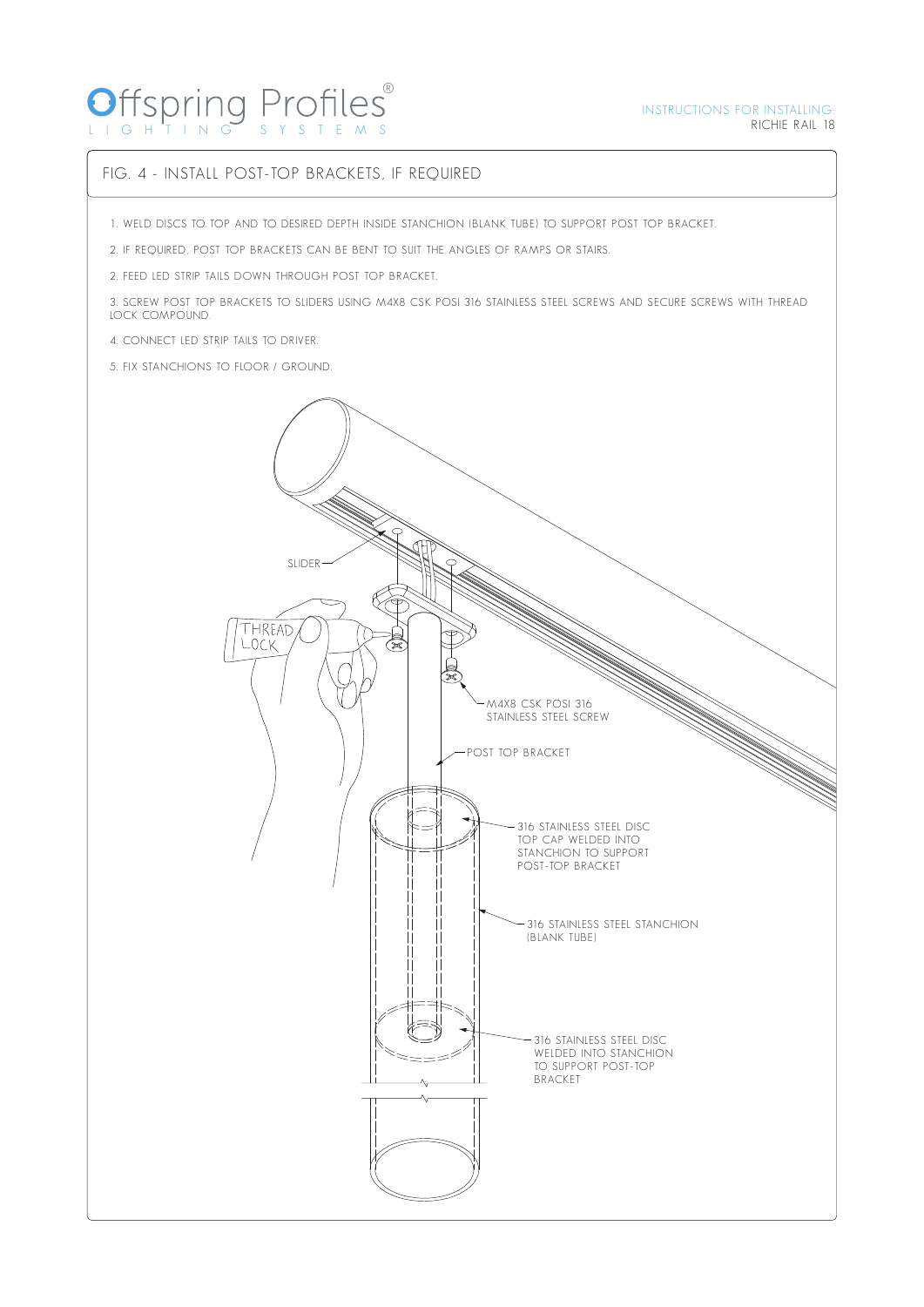# FIG. 4 - INSTALL POST-TOP BRACKETS, IF REQUIRED

1. WELD DISCS TO TOP AND TO DESIRED DEPTH INSIDE STANCHION (BLANK TUBE) TO SUPPORT POST TOP BRACKET.

2. IF REQUIRED, POST TOP BRACKETS CAN BE BENT TO SUIT THE ANGLES OF RAMPS OR STAIRS.

2. FEED LED STRIP TAILS DOWN THROUGH POST TOP BRACKET.

3. SCREW POST TOP BRACKETS TO SLIDERS USING M4X8 CSK POSI 316 STAINLESS STEEL SCREWS AND SECURE SCREWS WITH THREAD LOCK COMPOUND.

4. CONNECT LED STRIP TAILS TO DRIVER.

5. FIX STANCHIONS TO FLOOR / GROUND.

SLIDER

THREAD LOCK

M4X8 CSK POSI 316 STAINLESS STEEL SCREW

POST TOP BRACKET

316 STAINLESS STEEL DISC TOP CAP WELDED INTO STANCHION TO SUPPORT POST-TOP BRACKET

316 STAINLESS STEEL STANCHION (BLANK TUBE)

316 STAINLESS STEEL DISC WELDED INTO STANCHION TO SUPPORT POST-TOP BRACKET